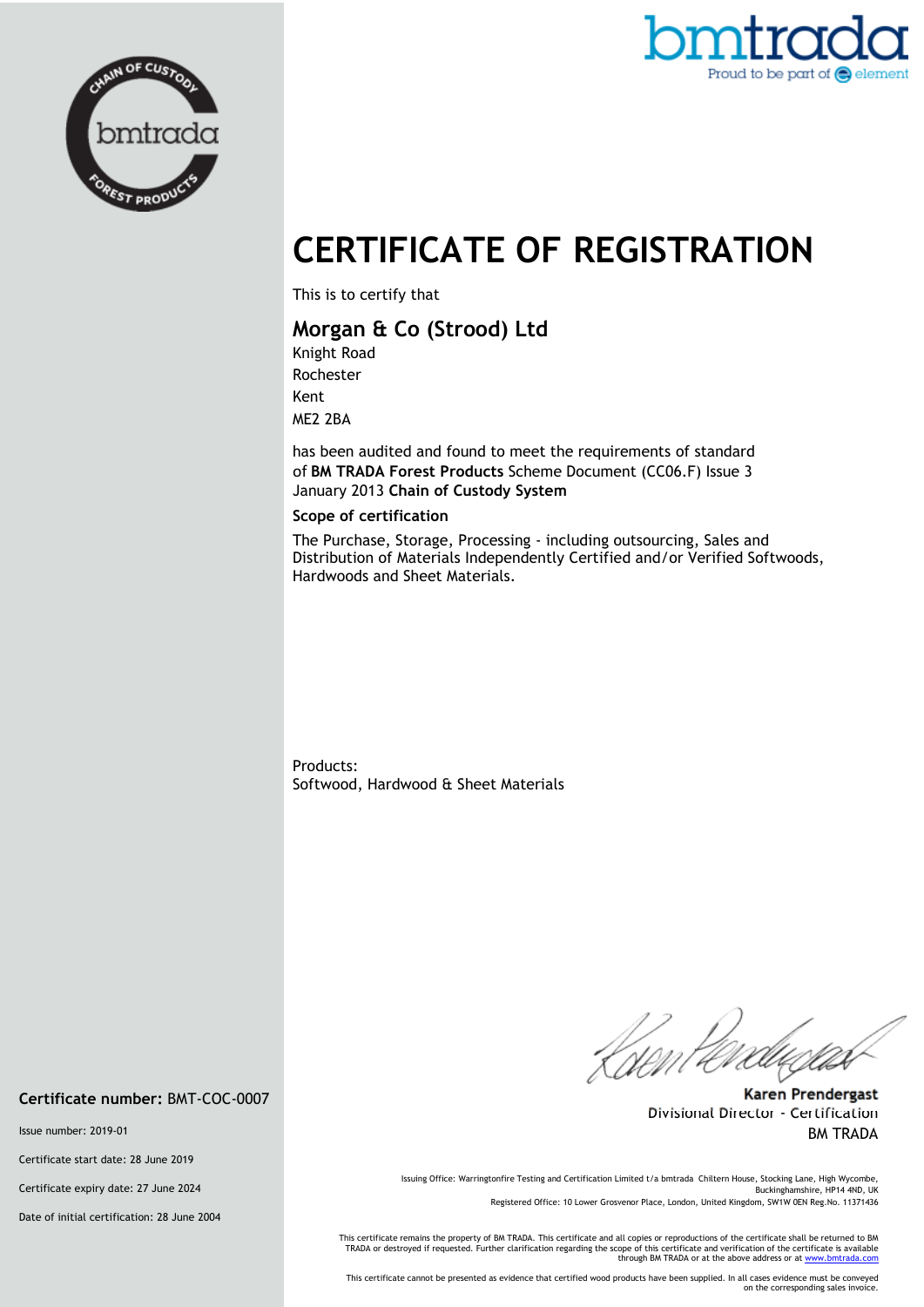# CERTIFICATE OF REGISTRATION

This is to certify that

## Morgan & Co (Strood) Ltd

Knight Road
Rochester
Kent
ME2 2BA

has been audited and found to meet the requirements of standard of **BM TRADA Forest Products** Scheme Document (CC06.F) Issue 3 January 2013 **Chain of Custody System**

**Scope of certification**

The Purchase, Storage, Processing - including outsourcing, Sales and Distribution of Materials Independently Certified and/or Verified Softwoods, Hardwoods and Sheet Materials.

Products:
Softwood, Hardwood & Sheet Materials

**Karen Prendergast**
Divisional Director - Certification
BM TRADA

**Certificate number:** BMT-COC-0007

Issue number: 2019-01

Certificate start date: 28 June 2019

Certificate expiry date: 27 June 2024

Date of initial certification: 28 June 2004

Issuing Office: Warringtonfire Testing and Certification Limited t/a bmtrada Chiltern House, Stocking Lane, High Wycombe, Buckinghamshire, HP14 4ND, UK
Registered Office: 10 Lower Grosvenor Place, London, United Kingdom, SW1W 0EN Reg.No. 11371436

This certificate remains the property of BM TRADA. This certificate and all copies or reproductions of the certificate shall be returned to BM TRADA or destroyed if requested. Further clarification regarding the scope of this certificate and verification of the certificate is available through BM TRADA or at the above address or at www.bmtrada.com

This certificate cannot be presented as evidence that certified wood products have been supplied. In all cases evidence must be conveyed on the corresponding sales invoice.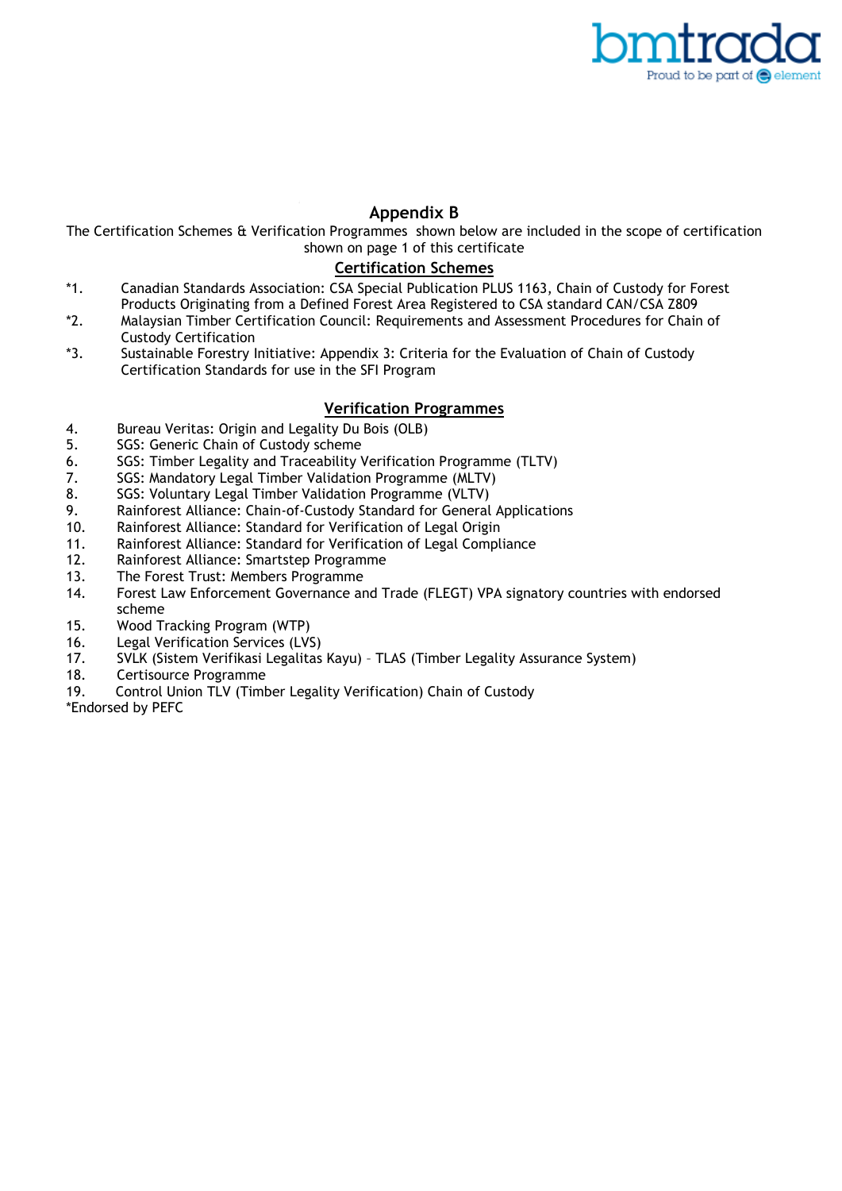# Appendix B

The Certification Schemes & Verification Programmes shown below are included in the scope of certification shown on page 1 of this certificate

## Certification Schemes

*1. Canadian Standards Association: CSA Special Publication PLUS 1163, Chain of Custody for Forest Products Originating from a Defined Forest Area Registered to CSA standard CAN/CSA Z809

*2. Malaysian Timber Certification Council: Requirements and Assessment Procedures for Chain of Custody Certification

*3. Sustainable Forestry Initiative: Appendix 3: Criteria for the Evaluation of Chain of Custody Certification Standards for use in the SFI Program

## Verification Programmes

4. Bureau Veritas: Origin and Legality Du Bois (OLB)
5. SGS: Generic Chain of Custody scheme
6. SGS: Timber Legality and Traceability Verification Programme (TLTV)
7. SGS: Mandatory Legal Timber Validation Programme (MLTV)
8. SGS: Voluntary Legal Timber Validation Programme (VLTV)
9. Rainforest Alliance: Chain-of-Custody Standard for General Applications
10. Rainforest Alliance: Standard for Verification of Legal Origin
11. Rainforest Alliance: Standard for Verification of Legal Compliance
12. Rainforest Alliance: Smartstep Programme
13. The Forest Trust: Members Programme
14. Forest Law Enforcement Governance and Trade (FLEGT) VPA signatory countries with endorsed scheme
15. Wood Tracking Program (WTP)
16. Legal Verification Services (LVS)
17. SVLK (Sistem Verifikasi Legalitas Kayu) – TLAS (Timber Legality Assurance System)
18. Certisource Programme
19. Control Union TLV (Timber Legality Verification) Chain of Custody

*Endorsed by PEFC